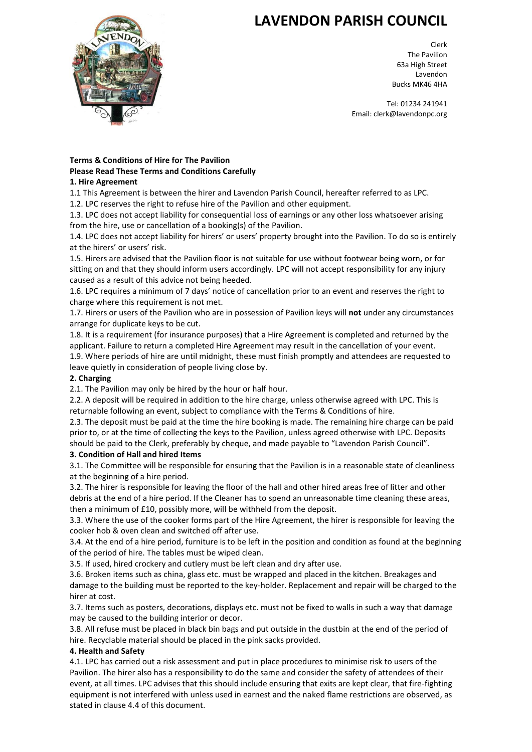# LAVENDON PARISH COUNCIL

Clerk
The Pavilion
63a High Street
Lavendon
Bucks MK46 4HA

Tel: 01234 241941
Email: clerk@lavendonpc.org

**Terms & Conditions of Hire for The Pavilion**

**Please Read These Terms and Conditions Carefully**

**1. Hire Agreement**

1.1 This Agreement is between the hirer and Lavendon Parish Council, hereafter referred to as LPC.

1.2. LPC reserves the right to refuse hire of the Pavilion and other equipment.

1.3. LPC does not accept liability for consequential loss of earnings or any other loss whatsoever arising from the hire, use or cancellation of a booking(s) of the Pavilion.

1.4. LPC does not accept liability for hirers' or users' property brought into the Pavilion. To do so is entirely at the hirers' or users' risk.

1.5. Hirers are advised that the Pavilion floor is not suitable for use without footwear being worn, or for sitting on and that they should inform users accordingly. LPC will not accept responsibility for any injury caused as a result of this advice not being heeded.

1.6. LPC requires a minimum of 7 days' notice of cancellation prior to an event and reserves the right to charge where this requirement is not met.

1.7. Hirers or users of the Pavilion who are in possession of Pavilion keys will **not** under any circumstances arrange for duplicate keys to be cut.

1.8. It is a requirement (for insurance purposes) that a Hire Agreement is completed and returned by the applicant. Failure to return a completed Hire Agreement may result in the cancellation of your event.

1.9. Where periods of hire are until midnight, these must finish promptly and attendees are requested to leave quietly in consideration of people living close by.

**2. Charging**

2.1. The Pavilion may only be hired by the hour or half hour.

2.2. A deposit will be required in addition to the hire charge, unless otherwise agreed with LPC. This is returnable following an event, subject to compliance with the Terms & Conditions of hire.

2.3. The deposit must be paid at the time the hire booking is made. The remaining hire charge can be paid prior to, or at the time of collecting the keys to the Pavilion, unless agreed otherwise with LPC. Deposits should be paid to the Clerk, preferably by cheque, and made payable to "Lavendon Parish Council".

**3. Condition of Hall and hired Items**

3.1. The Committee will be responsible for ensuring that the Pavilion is in a reasonable state of cleanliness at the beginning of a hire period.

3.2. The hirer is responsible for leaving the floor of the hall and other hired areas free of litter and other debris at the end of a hire period. If the Cleaner has to spend an unreasonable time cleaning these areas, then a minimum of £10, possibly more, will be withheld from the deposit.

3.3. Where the use of the cooker forms part of the Hire Agreement, the hirer is responsible for leaving the cooker hob & oven clean and switched off after use.

3.4. At the end of a hire period, furniture is to be left in the position and condition as found at the beginning of the period of hire. The tables must be wiped clean.

3.5. If used, hired crockery and cutlery must be left clean and dry after use.

3.6. Broken items such as china, glass etc. must be wrapped and placed in the kitchen. Breakages and damage to the building must be reported to the key-holder. Replacement and repair will be charged to the hirer at cost.

3.7. Items such as posters, decorations, displays etc. must not be fixed to walls in such a way that damage may be caused to the building interior or decor.

3.8. All refuse must be placed in black bin bags and put outside in the dustbin at the end of the period of hire. Recyclable material should be placed in the pink sacks provided.

**4. Health and Safety**

4.1. LPC has carried out a risk assessment and put in place procedures to minimise risk to users of the Pavilion. The hirer also has a responsibility to do the same and consider the safety of attendees of their event, at all times. LPC advises that this should include ensuring that exits are kept clear, that fire-fighting equipment is not interfered with unless used in earnest and the naked flame restrictions are observed, as stated in clause 4.4 of this document.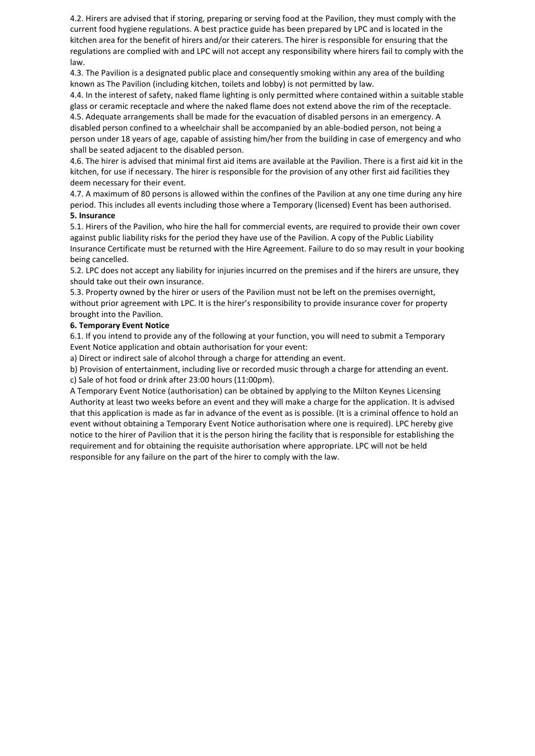4.2. Hirers are advised that if storing, preparing or serving food at the Pavilion, they must comply with the current food hygiene regulations. A best practice guide has been prepared by LPC and is located in the kitchen area for the benefit of hirers and/or their caterers. The hirer is responsible for ensuring that the regulations are complied with and LPC will not accept any responsibility where hirers fail to comply with the law.

4.3. The Pavilion is a designated public place and consequently smoking within any area of the building known as The Pavilion (including kitchen, toilets and lobby) is not permitted by law.

4.4. In the interest of safety, naked flame lighting is only permitted where contained within a suitable stable glass or ceramic receptacle and where the naked flame does not extend above the rim of the receptacle.

4.5. Adequate arrangements shall be made for the evacuation of disabled persons in an emergency. A disabled person confined to a wheelchair shall be accompanied by an able-bodied person, not being a person under 18 years of age, capable of assisting him/her from the building in case of emergency and who shall be seated adjacent to the disabled person.

4.6. The hirer is advised that minimal first aid items are available at the Pavilion. There is a first aid kit in the kitchen, for use if necessary. The hirer is responsible for the provision of any other first aid facilities they deem necessary for their event.

4.7. A maximum of 80 persons is allowed within the confines of the Pavilion at any one time during any hire period. This includes all events including those where a Temporary (licensed) Event has been authorised.

**5. Insurance**

5.1. Hirers of the Pavilion, who hire the hall for commercial events, are required to provide their own cover against public liability risks for the period they have use of the Pavilion. A copy of the Public Liability Insurance Certificate must be returned with the Hire Agreement. Failure to do so may result in your booking being cancelled.

5.2. LPC does not accept any liability for injuries incurred on the premises and if the hirers are unsure, they should take out their own insurance.

5.3. Property owned by the hirer or users of the Pavilion must not be left on the premises overnight, without prior agreement with LPC. It is the hirer's responsibility to provide insurance cover for property brought into the Pavilion.

**6. Temporary Event Notice**

6.1. If you intend to provide any of the following at your function, you will need to submit a Temporary Event Notice application and obtain authorisation for your event:

a) Direct or indirect sale of alcohol through a charge for attending an event.

b) Provision of entertainment, including live or recorded music through a charge for attending an event.

c) Sale of hot food or drink after 23:00 hours (11:00pm).

A Temporary Event Notice (authorisation) can be obtained by applying to the Milton Keynes Licensing Authority at least two weeks before an event and they will make a charge for the application. It is advised that this application is made as far in advance of the event as is possible. (It is a criminal offence to hold an event without obtaining a Temporary Event Notice authorisation where one is required). LPC hereby give notice to the hirer of Pavilion that it is the person hiring the facility that is responsible for establishing the requirement and for obtaining the requisite authorisation where appropriate. LPC will not be held responsible for any failure on the part of the hirer to comply with the law.